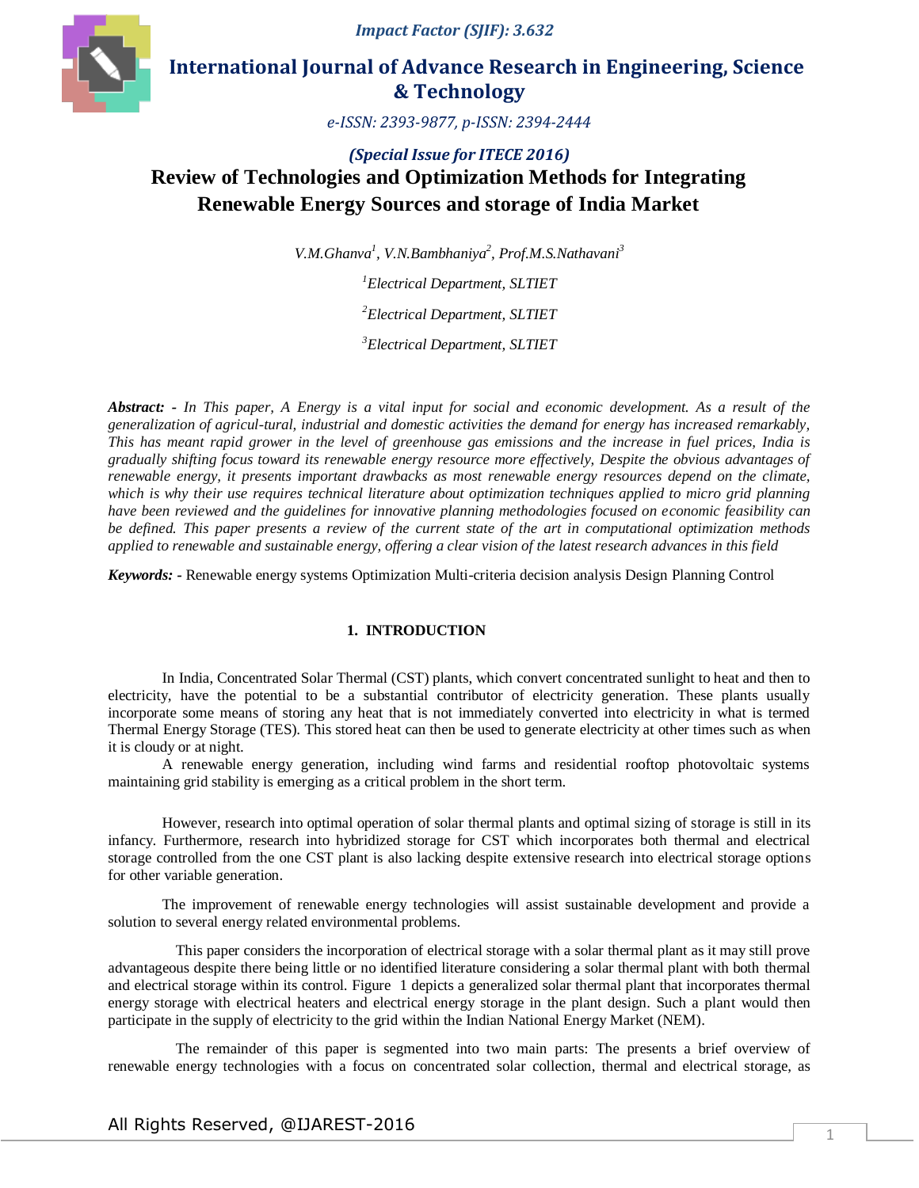# Review of Technologies and Optimization Methods for Integrating Renewable Energy Sources and storage of India Market

*(Special Issue for ITECE 2016)*

*V.M.Ghanva[1], V.N.Bambhaniya[2], Prof.M.S.Nathavani[3]*

*[1]Electrical Department, SLTIET*

*[2]Electrical Department, SLTIET*

*[3]Electrical Department, SLTIET*

***Abstract: -** In This paper, A Energy is a vital input for social and economic development. As a result of the generalization of agricul-tural, industrial and domestic activities the demand for energy has increased remarkably, This has meant rapid grower in the level of greenhouse gas emissions and the increase in fuel prices, India is gradually shifting focus toward its renewable energy resource more effectively, Despite the obvious advantages of renewable energy, it presents important drawbacks as most renewable energy resources depend on the climate, which is why their use requires technical literature about optimization techniques applied to micro grid planning have been reviewed and the guidelines for innovative planning methodologies focused on economic feasibility can be defined. This paper presents a review of the current state of the art in computational optimization methods applied to renewable and sustainable energy, offering a clear vision of the latest research advances in this field*

***Keywords: -*** Renewable energy systems Optimization Multi-criteria decision analysis Design Planning Control

## 1. INTRODUCTION

In India, Concentrated Solar Thermal (CST) plants, which convert concentrated sunlight to heat and then to electricity, have the potential to be a substantial contributor of electricity generation. These plants usually incorporate some means of storing any heat that is not immediately converted into electricity in what is termed Thermal Energy Storage (TES). This stored heat can then be used to generate electricity at other times such as when it is cloudy or at night.

A renewable energy generation, including wind farms and residential rooftop photovoltaic systems maintaining grid stability is emerging as a critical problem in the short term.

However, research into optimal operation of solar thermal plants and optimal sizing of storage is still in its infancy. Furthermore, research into hybridized storage for CST which incorporates both thermal and electrical storage controlled from the one CST plant is also lacking despite extensive research into electrical storage options for other variable generation.

The improvement of renewable energy technologies will assist sustainable development and provide a solution to several energy related environmental problems.

This paper considers the incorporation of electrical storage with a solar thermal plant as it may still prove advantageous despite there being little or no identified literature considering a solar thermal plant with both thermal and electrical storage within its control. Figure 1 depicts a generalized solar thermal plant that incorporates thermal energy storage with electrical heaters and electrical energy storage in the plant design. Such a plant would then participate in the supply of electricity to the grid within the Indian National Energy Market (NEM).

The remainder of this paper is segmented into two main parts: The presents a brief overview of renewable energy technologies with a focus on concentrated solar collection, thermal and electrical storage, as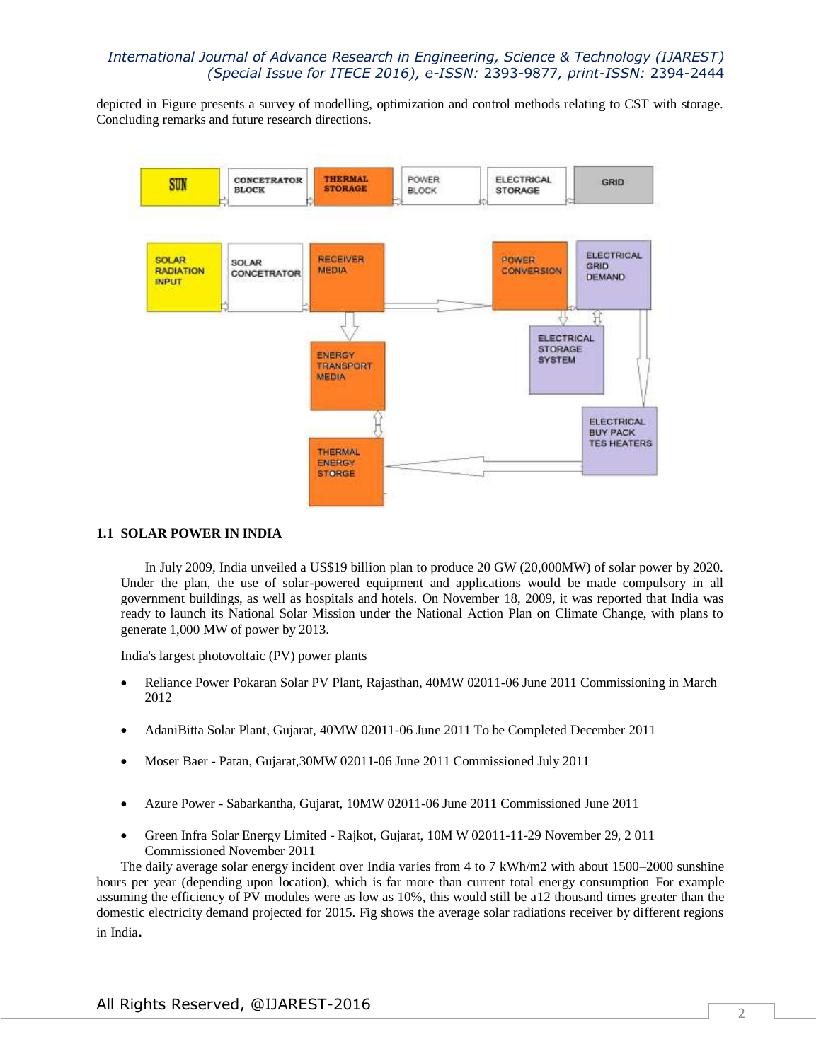depicted in Figure presents a survey of modelling, optimization and control methods relating to CST with storage. Concluding remarks and future research directions.

SUN → CONCETRATOR BLOCK → THERMAL STORAGE → POWER BLOCK → ELECTRICAL STORAGE → GRID

SOLAR RADIATION INPUT → SOLAR CONCETRATOR → RECEIVER MEDIA → POWER CONVERSION → ELECTRICAL GRID DEMAND

ENERGY TRANSPORT MEDIA

ELECTRICAL STORAGE SYSTEM

THERMAL ENERGY STORGE

ELECTRICAL BUY PACK TES HEATERS

### 1.1 SOLAR POWER IN INDIA

In July 2009, India unveiled a US$19 billion plan to produce 20 GW (20,000MW) of solar power by 2020. Under the plan, the use of solar-powered equipment and applications would be made compulsory in all government buildings, as well as hospitals and hotels. On November 18, 2009, it was reported that India was ready to launch its National Solar Mission under the National Action Plan on Climate Change, with plans to generate 1,000 MW of power by 2013.

India's largest photovoltaic (PV) power plants

- Reliance Power Pokaran Solar PV Plant, Rajasthan, 40MW 02011-06 June 2011 Commissioning in March 2012
- AdaniBitta Solar Plant, Gujarat, 40MW 02011-06 June 2011 To be Completed December 2011
- Moser Baer - Patan, Gujarat,30MW 02011-06 June 2011 Commissioned July 2011
- Azure Power - Sabarkantha, Gujarat, 10MW 02011-06 June 2011 Commissioned June 2011
- Green Infra Solar Energy Limited - Rajkot, Gujarat, 10M W 02011-11-29 November 29, 2 011 Commissioned November 2011

The daily average solar energy incident over India varies from 4 to 7 kWh/m2 with about 1500–2000 sunshine hours per year (depending upon location), which is far more than current total energy consumption For example assuming the efficiency of PV modules were as low as 10%, this would still be a12 thousand times greater than the domestic electricity demand projected for 2015. Fig shows the average solar radiations receiver by different regions in India.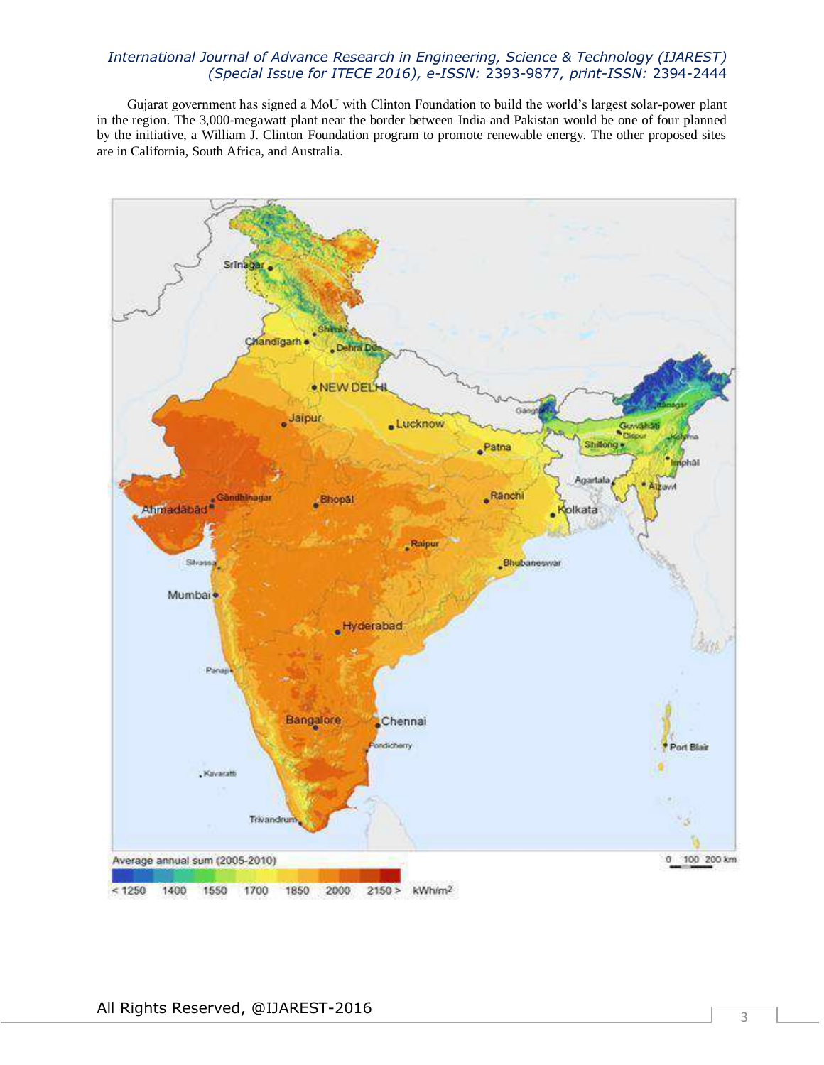Gujarat government has signed a MoU with Clinton Foundation to build the world's largest solar-power plant in the region. The 3,000-megawatt plant near the border between India and Pakistan would be one of four planned by the initiative, a William J. Clinton Foundation program to promote renewable energy. The other proposed sites are in California, South Africa, and Australia.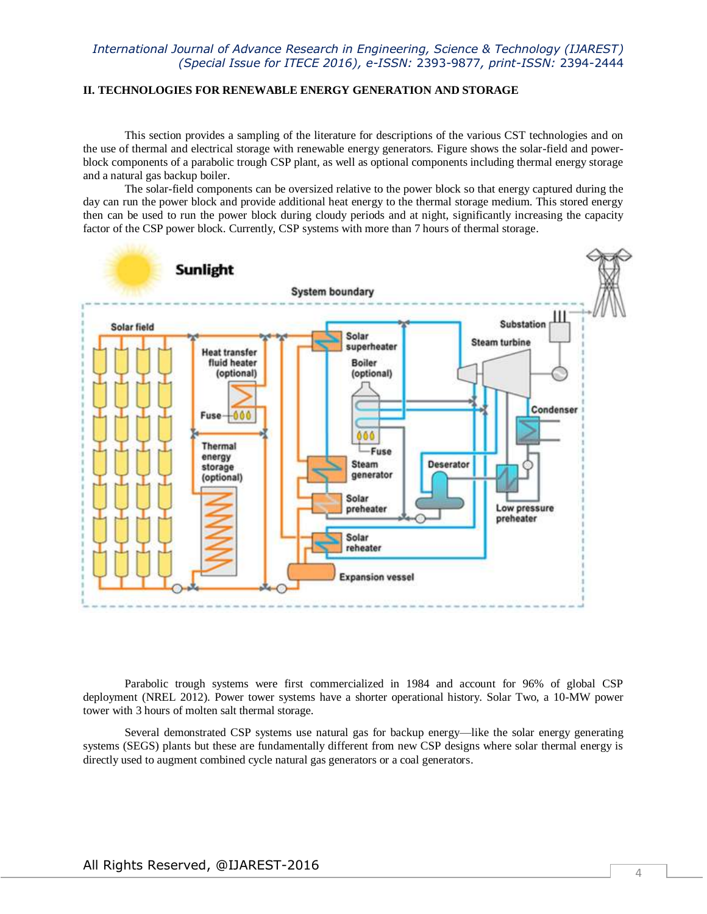## II. TECHNOLOGIES FOR RENEWABLE ENERGY GENERATION AND STORAGE

This section provides a sampling of the literature for descriptions of the various CST technologies and on the use of thermal and electrical storage with renewable energy generators. Figure shows the solar-field and power-block components of a parabolic trough CSP plant, as well as optional components including thermal energy storage and a natural gas backup boiler.

The solar-field components can be oversized relative to the power block so that energy captured during the day can run the power block and provide additional heat energy to the thermal storage medium. This stored energy then can be used to run the power block during cloudy periods and at night, significantly increasing the capacity factor of the CSP power block. Currently, CSP systems with more than 7 hours of thermal storage.

Parabolic trough systems were first commercialized in 1984 and account for 96% of global CSP deployment (NREL 2012). Power tower systems have a shorter operational history. Solar Two, a 10-MW power tower with 3 hours of molten salt thermal storage.

Several demonstrated CSP systems use natural gas for backup energy—like the solar energy generating systems (SEGS) plants but these are fundamentally different from new CSP designs where solar thermal energy is directly used to augment combined cycle natural gas generators or a coal generators.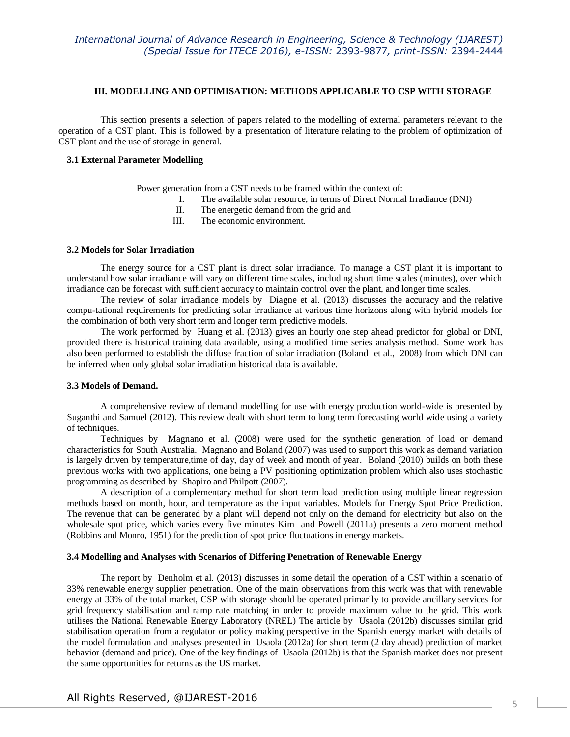## III. MODELLING AND OPTIMISATION: METHODS APPLICABLE TO CSP WITH STORAGE

This section presents a selection of papers related to the modelling of external parameters relevant to the operation of a CST plant. This is followed by a presentation of literature relating to the problem of optimization of CST plant and the use of storage in general.

### 3.1 External Parameter Modelling

Power generation from a CST needs to be framed within the context of:

I. The available solar resource, in terms of Direct Normal Irradiance (DNI)
II. The energetic demand from the grid and
III. The economic environment.

### 3.2 Models for Solar Irradiation

The energy source for a CST plant is direct solar irradiance. To manage a CST plant it is important to understand how solar irradiance will vary on different time scales, including short time scales (minutes), over which irradiance can be forecast with sufficient accuracy to maintain control over the plant, and longer time scales.

The review of solar irradiance models by Diagne et al. (2013) discusses the accuracy and the relative compu-tational requirements for predicting solar irradiance at various time horizons along with hybrid models for the combination of both very short term and longer term predictive models.

The work performed by Huang et al. (2013) gives an hourly one step ahead predictor for global or DNI, provided there is historical training data available, using a modified time series analysis method. Some work has also been performed to establish the diffuse fraction of solar irradiation (Boland et al., 2008) from which DNI can be inferred when only global solar irradiation historical data is available.

### 3.3 Models of Demand.

A comprehensive review of demand modelling for use with energy production world-wide is presented by Suganthi and Samuel (2012). This review dealt with short term to long term forecasting world wide using a variety of techniques.

Techniques by Magnano et al. (2008) were used for the synthetic generation of load or demand characteristics for South Australia. Magnano and Boland (2007) was used to support this work as demand variation is largely driven by temperature,time of day, day of week and month of year. Boland (2010) builds on both these previous works with two applications, one being a PV positioning optimization problem which also uses stochastic programming as described by Shapiro and Philpott (2007).

A description of a complementary method for short term load prediction using multiple linear regression methods based on month, hour, and temperature as the input variables. Models for Energy Spot Price Prediction. The revenue that can be generated by a plant will depend not only on the demand for electricity but also on the wholesale spot price, which varies every five minutes Kim and Powell (2011a) presents a zero moment method (Robbins and Monro, 1951) for the prediction of spot price fluctuations in energy markets.

### 3.4 Modelling and Analyses with Scenarios of Differing Penetration of Renewable Energy

The report by Denholm et al. (2013) discusses in some detail the operation of a CST within a scenario of 33% renewable energy supplier penetration. One of the main observations from this work was that with renewable energy at 33% of the total market, CSP with storage should be operated primarily to provide ancillary services for grid frequency stabilisation and ramp rate matching in order to provide maximum value to the grid. This work utilises the National Renewable Energy Laboratory (NREL) The article by Usaola (2012b) discusses similar grid stabilisation operation from a regulator or policy making perspective in the Spanish energy market with details of the model formulation and analyses presented in Usaola (2012a) for short term (2 day ahead) prediction of market behavior (demand and price). One of the key findings of Usaola (2012b) is that the Spanish market does not present the same opportunities for returns as the US market.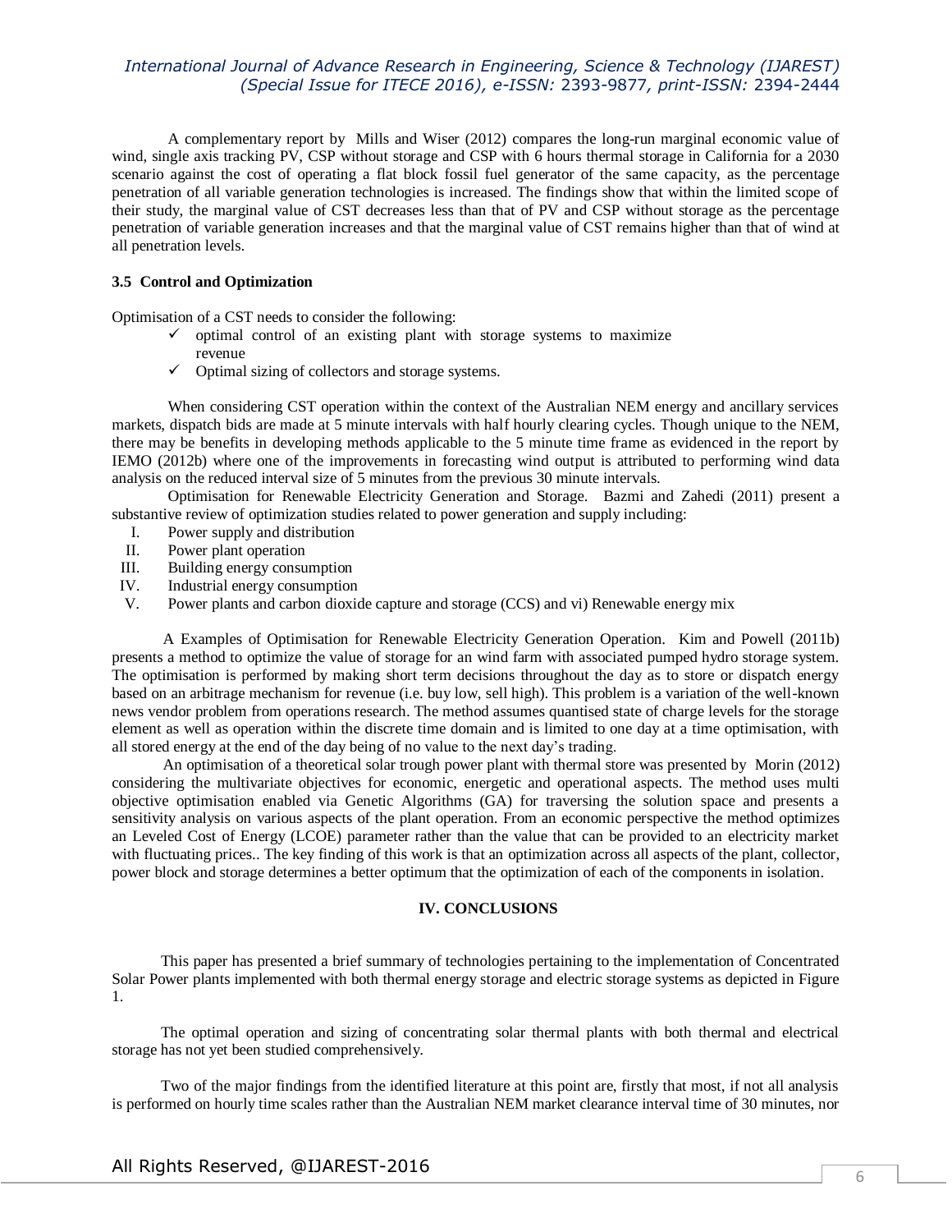A complementary report by Mills and Wiser (2012) compares the long-run marginal economic value of wind, single axis tracking PV, CSP without storage and CSP with 6 hours thermal storage in California for a 2030 scenario against the cost of operating a flat block fossil fuel generator of the same capacity, as the percentage penetration of all variable generation technologies is increased. The findings show that within the limited scope of their study, the marginal value of CST decreases less than that of PV and CSP without storage as the percentage penetration of variable generation increases and that the marginal value of CST remains higher than that of wind at all penetration levels.

### 3.5 Control and Optimization

Optimisation of a CST needs to consider the following:

- ✓ optimal control of an existing plant with storage systems to maximize revenue
- ✓ Optimal sizing of collectors and storage systems.

When considering CST operation within the context of the Australian NEM energy and ancillary services markets, dispatch bids are made at 5 minute intervals with half hourly clearing cycles. Though unique to the NEM, there may be benefits in developing methods applicable to the 5 minute time frame as evidenced in the report by IEMO (2012b) where one of the improvements in forecasting wind output is attributed to performing wind data analysis on the reduced interval size of 5 minutes from the previous 30 minute intervals.

Optimisation for Renewable Electricity Generation and Storage. Bazmi and Zahedi (2011) present a substantive review of optimization studies related to power generation and supply including:

I. Power supply and distribution
II. Power plant operation
III. Building energy consumption
IV. Industrial energy consumption
V. Power plants and carbon dioxide capture and storage (CCS) and vi) Renewable energy mix

A Examples of Optimisation for Renewable Electricity Generation Operation. Kim and Powell (2011b) presents a method to optimize the value of storage for an wind farm with associated pumped hydro storage system. The optimisation is performed by making short term decisions throughout the day as to store or dispatch energy based on an arbitrage mechanism for revenue (i.e. buy low, sell high). This problem is a variation of the well-known news vendor problem from operations research. The method assumes quantised state of charge levels for the storage element as well as operation within the discrete time domain and is limited to one day at a time optimisation, with all stored energy at the end of the day being of no value to the next day's trading.

An optimisation of a theoretical solar trough power plant with thermal store was presented by Morin (2012) considering the multivariate objectives for economic, energetic and operational aspects. The method uses multi objective optimisation enabled via Genetic Algorithms (GA) for traversing the solution space and presents a sensitivity analysis on various aspects of the plant operation. From an economic perspective the method optimizes an Leveled Cost of Energy (LCOE) parameter rather than the value that can be provided to an electricity market with fluctuating prices.. The key finding of this work is that an optimization across all aspects of the plant, collector, power block and storage determines a better optimum that the optimization of each of the components in isolation.

## IV. CONCLUSIONS

This paper has presented a brief summary of technologies pertaining to the implementation of Concentrated Solar Power plants implemented with both thermal energy storage and electric storage systems as depicted in Figure 1.

The optimal operation and sizing of concentrating solar thermal plants with both thermal and electrical storage has not yet been studied comprehensively.

Two of the major findings from the identified literature at this point are, firstly that most, if not all analysis is performed on hourly time scales rather than the Australian NEM market clearance interval time of 30 minutes, nor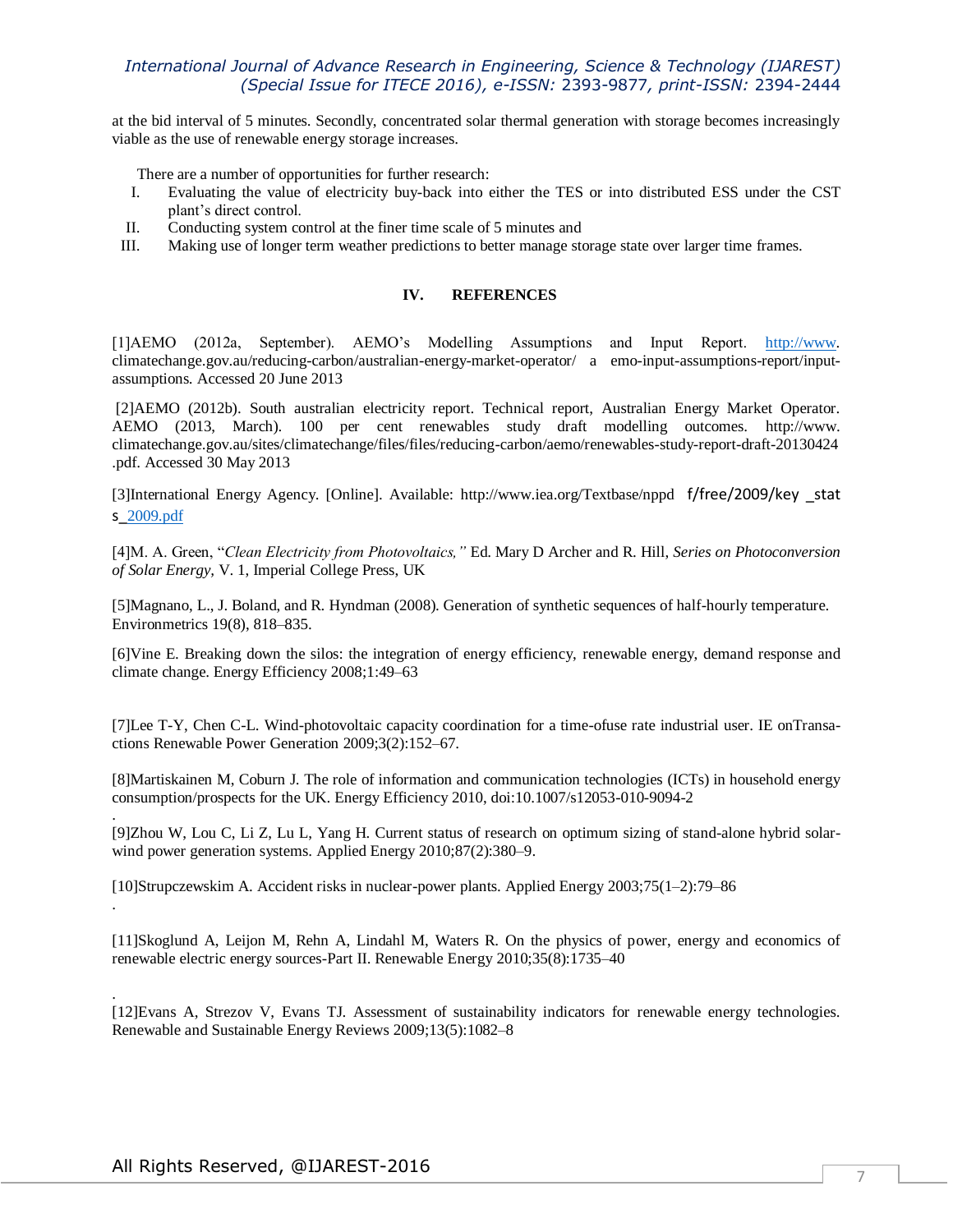at the bid interval of 5 minutes. Secondly, concentrated solar thermal generation with storage becomes increasingly viable as the use of renewable energy storage increases.

There are a number of opportunities for further research:

I. Evaluating the value of electricity buy-back into either the TES or into distributed ESS under the CST plant's direct control.
II. Conducting system control at the finer time scale of 5 minutes and
III. Making use of longer term weather predictions to better manage storage state over larger time frames.

## IV. REFERENCES

[1]AEMO (2012a, September). AEMO's Modelling Assumptions and Input Report. http://www. climatechange.gov.au/reducing-carbon/australian-energy-market-operator/ a emo-input-assumptions-report/input-assumptions. Accessed 20 June 2013

[2]AEMO (2012b). South australian electricity report. Technical report, Australian Energy Market Operator. AEMO (2013, March). 100 per cent renewables study draft modelling outcomes. http://www. climatechange.gov.au/sites/climatechange/files/files/reducing-carbon/aemo/renewables-study-report-draft-20130424 .pdf. Accessed 30 May 2013

[3]International Energy Agency. [Online]. Available: http://www.iea.org/Textbase/nppd f/free/2009/key _stat s_2009.pdf

[4]M. A. Green, "*Clean Electricity from Photovoltaics,"* Ed. Mary D Archer and R. Hill, *Series on Photoconversion of Solar Energy*, V. 1, Imperial College Press, UK

[5]Magnano, L., J. Boland, and R. Hyndman (2008). Generation of synthetic sequences of half-hourly temperature. Environmetrics 19(8), 818–835.

[6]Vine E. Breaking down the silos: the integration of energy efficiency, renewable energy, demand response and climate change. Energy Efficiency 2008;1:49–63

[7]Lee T-Y, Chen C-L. Wind-photovoltaic capacity coordination for a time-ofuse rate industrial user. IE onTransa-ctions Renewable Power Generation 2009;3(2):152–67.

[8]Martiskainen M, Coburn J. The role of information and communication technologies (ICTs) in household energy consumption/prospects for the UK. Energy Efficiency 2010, doi:10.1007/s12053-010-9094-2

[9]Zhou W, Lou C, Li Z, Lu L, Yang H. Current status of research on optimum sizing of stand-alone hybrid solar-wind power generation systems. Applied Energy 2010;87(2):380–9.

[10]Strupczewskim A. Accident risks in nuclear-power plants. Applied Energy 2003;75(1–2):79–86

[11]Skoglund A, Leijon M, Rehn A, Lindahl M, Waters R. On the physics of power, energy and economics of renewable electric energy sources-Part II. Renewable Energy 2010;35(8):1735–40

[12]Evans A, Strezov V, Evans TJ. Assessment of sustainability indicators for renewable energy technologies. Renewable and Sustainable Energy Reviews 2009;13(5):1082–8